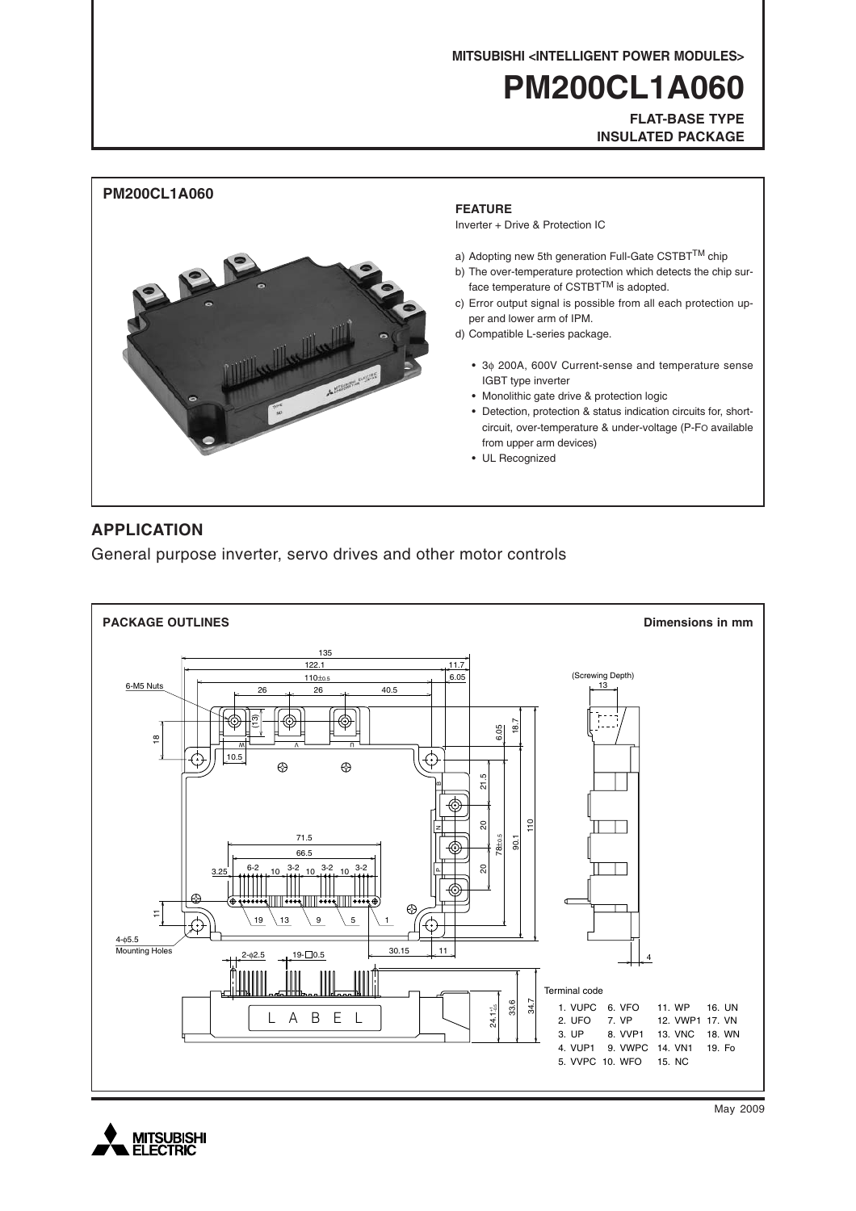MITSUBISHI <INTELLIGENT POWER MODULES>

# PM200CL1A060

**FLAT-BASE TYPE**
**INSULATED PACKAGE**

## PM200CL1A060

### FEATURE

Inverter + Drive & Protection IC

a) Adopting new 5th generation Full-Gate CSTBT™ chip
b) The over-temperature protection which detects the chip surface temperature of CSTBT™ is adopted.
c) Error output signal is possible from all each protection upper and lower arm of IPM.
d) Compatible L-series package.

- 3φ 200A, 600V Current-sense and temperature sense IGBT type inverter
- Monolithic gate drive & protection logic
- Detection, protection & status indication circuits for, short-circuit, over-temperature & under-voltage (P-FO available from upper arm devices)
- UL Recognized

## APPLICATION

General purpose inverter, servo drives and other motor controls

## PACKAGE OUTLINES

Dimensions in mm

Terminal code

| | | | |
|---|---|---|---|
| 1. VUPC | 6. VFO | 11. WP | 16. UN |
| 2. UFO | 7. VP | 12. VWP1 | 17. VN |
| 3. UP | 8. VVP1 | 13. VNC | 18. WN |
| 4. VUP1 | 9. VWPC | 14. VN1 | 19. Fo |
| 5. VVPC | 10. WFO | 15. NC | |

May 2009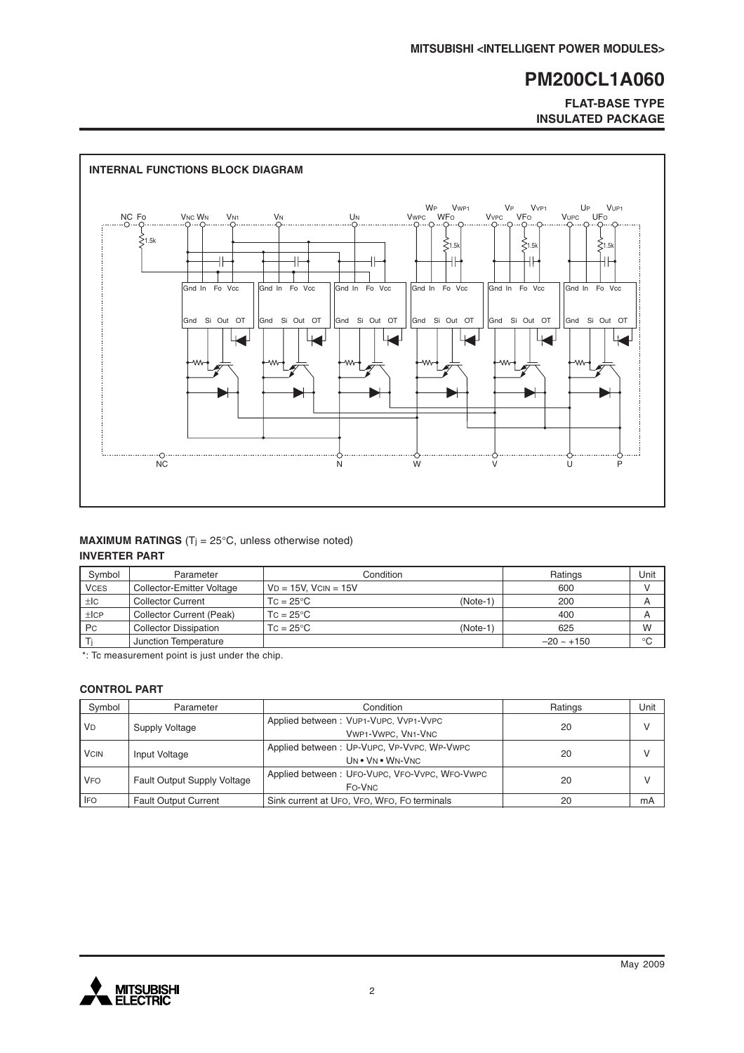## INTERNAL FUNCTIONS BLOCK DIAGRAM

## MAXIMUM RATINGS ($T_j$ = 25°C, unless otherwise noted)

### INVERTER PART

| Symbol | Parameter | Condition | Ratings | Unit |
|---|---|---|---|---|
| $V_{CES}$ | Collector-Emitter Voltage | $V_D$ = 15V, $V_{CIN}$ = 15V | 600 | V |
| $\pm I_C$ | Collector Current | $T_C$ = 25°C (Note-1) | 200 | A |
| $\pm I_{CP}$ | Collector Current (Peak) | $T_C$ = 25°C | 400 | A |
| $P_C$ | Collector Dissipation | $T_C$ = 25°C (Note-1) | 625 | W |
| $T_j$ | Junction Temperature | | –20 ~ +150 | °C |

*: Tc measurement point is just under the chip.

### CONTROL PART

| Symbol | Parameter | Condition | Ratings | Unit |
|---|---|---|---|---|
| $V_D$ | Supply Voltage | Applied between : $V_{UP1}$-$V_{UPC}$, $V_{VP1}$-$V_{VPC}$ $V_{WP1}$-$V_{WPC}$, $V_{N1}$-$V_{NC}$ | 20 | V |
| $V_{CIN}$ | Input Voltage | Applied between : $U_P$-$V_{UPC}$, $V_P$-$V_{VPC}$, $W_P$-$V_{WPC}$ $U_N$ • $V_N$ • $W_N$-$V_{NC}$ | 20 | V |
| $V_{FO}$ | Fault Output Supply Voltage | Applied between : $U_{FO}$-$V_{UPC}$, $V_{FO}$-$V_{VPC}$, $W_{FO}$-$V_{WPC}$ $F_O$-$V_{NC}$ | 20 | V |
| $I_{FO}$ | Fault Output Current | Sink current at $U_{FO}$, $V_{FO}$, $W_{FO}$, $F_O$ terminals | 20 | mA |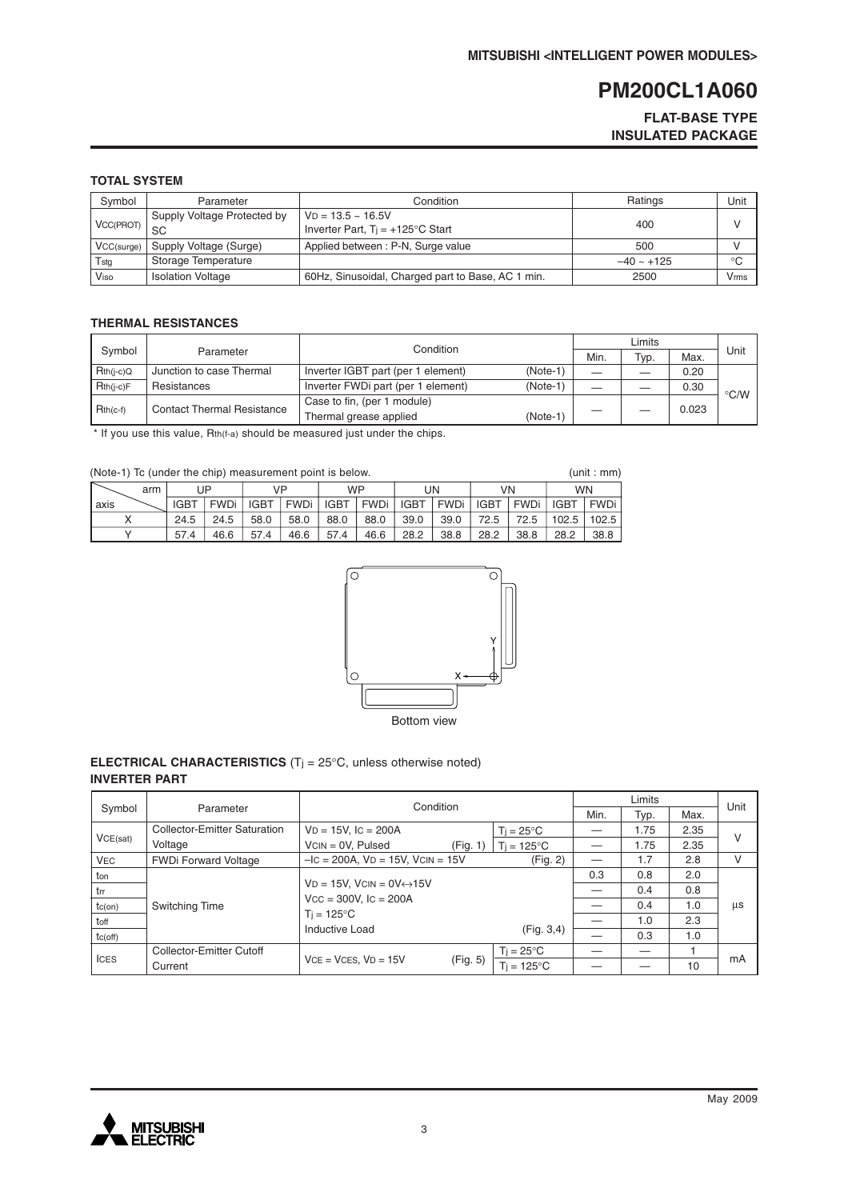# PM200CL1A060

**FLAT-BASE TYPE**
**INSULATED PACKAGE**

### TOTAL SYSTEM

| Symbol | Parameter | Condition | Ratings | Unit |
|---|---|---|---|---|
| $V_{CC(PROT)}$ | Supply Voltage Protected by SC | $V_D$ = 13.5 ~ 16.5V<br>Inverter Part, $T_j$ = +125°C Start | 400 | V |
| $V_{CC(surge)}$ | Supply Voltage (Surge) | Applied between : P-N, Surge value | 500 | V |
| $T_{stg}$ | Storage Temperature | | –40 ~ +125 | °C |
| $V_{iso}$ | Isolation Voltage | 60Hz, Sinusoidal, Charged part to Base, AC 1 min. | 2500 | $V_{rms}$ |

### THERMAL RESISTANCES

| Symbol | Parameter | Condition | Limits | | | Unit |
|---|---|---|---|---|---|---|
| | | | Min. | Typ. | Max. | |
| $R_{th(j-c)Q}$ | Junction to case Thermal Resistances | Inverter IGBT part (per 1 element) (Note-1) | — | — | 0.20 | °C/W |
| $R_{th(j-c)F}$ | | Inverter FWDi part (per 1 element) (Note-1) | — | — | 0.30 | |
| $R_{th(c-f)}$ | Contact Thermal Resistance | Case to fin, (per 1 module)<br>Thermal grease applied (Note-1) | — | — | 0.023 | |

\* If you use this value, $R_{th(f-a)}$ should be measured just under the chips.

(Note-1) Tc (under the chip) measurement point is below. (unit : mm)

| axis \ arm | UP | | VP | | WP | | UN | | VN | | WN | |
|---|---|---|---|---|---|---|---|---|---|---|---|---|
| | IGBT | FWDi | IGBT | FWDi | IGBT | FWDi | IGBT | FWDi | IGBT | FWDi | IGBT | FWDi |
| X | 24.5 | 24.5 | 58.0 | 58.0 | 88.0 | 88.0 | 39.0 | 39.0 | 72.5 | 72.5 | 102.5 | 102.5 |
| Y | 57.4 | 46.6 | 57.4 | 46.6 | 57.4 | 46.6 | 28.2 | 38.8 | 28.2 | 38.8 | 28.2 | 38.8 |

Bottom view

### ELECTRICAL CHARACTERISTICS ($T_j$ = 25°C, unless otherwise noted)

### INVERTER PART

| Symbol | Parameter | Condition | | Limits | | | Unit |
|---|---|---|---|---|---|---|---|
| | | | | Min. | Typ. | Max. | |
| $V_{CE(sat)}$ | Collector-Emitter Saturation Voltage | $V_D$ = 15V, $I_C$ = 200A<br>$V_{CIN}$ = 0V, Pulsed (Fig. 1) | $T_j$ = 25°C | — | 1.75 | 2.35 | V |
| | | | $T_j$ = 125°C | — | 1.75 | 2.35 | |
| $V_{EC}$ | FWDi Forward Voltage | $-I_C$ = 200A, $V_D$ = 15V, $V_{CIN}$ = 15V (Fig. 2) | | — | 1.7 | 2.8 | V |
| $t_{on}$ | Switching Time | $V_D$ = 15V, $V_{CIN}$ = 0V↔15V<br>$V_{CC}$ = 300V, $I_C$ = 200A<br>$T_j$ = 125°C<br>Inductive Load (Fig. 3,4) | | 0.3 | 0.8 | 2.0 | μs |
| $t_{rr}$ | | | | — | 0.4 | 0.8 | |
| $t_{c(on)}$ | | | | — | 0.4 | 1.0 | |
| $t_{off}$ | | | | — | 1.0 | 2.3 | |
| $t_{c(off)}$ | | | | — | 0.3 | 1.0 | |
| $I_{CES}$ | Collector-Emitter Cutoff Current | $V_{CE}$ = $V_{CES}$, $V_D$ = 15V (Fig. 5) | $T_j$ = 25°C | — | — | 1 | mA |
| | | | $T_j$ = 125°C | — | — | 10 | |

May 2009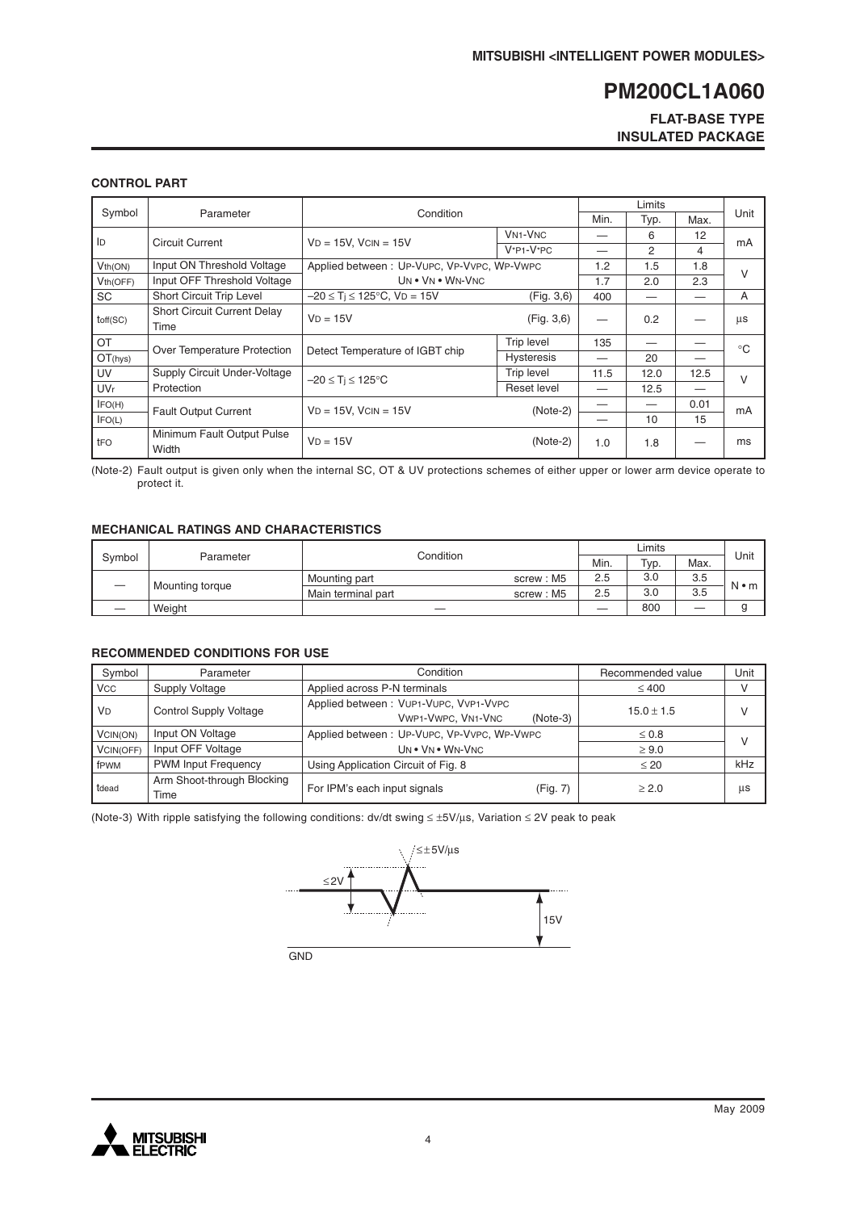## CONTROL PART

| Symbol | Parameter | Condition | | Limits | | | Unit |
|---|---|---|---|---|---|---|---|
| | | | | Min. | Typ. | Max. | |
| $I_D$ | Circuit Current | $V_D$ = 15V, $V_{CIN}$ = 15V | $V_{N1}$-$V_{NC}$ | — | 6 | 12 | mA |
| | | | $V_{*P1}$-$V_{*PC}$ | — | 2 | 4 | |
| $V_{th(ON)}$ | Input ON Threshold Voltage | Applied between : $U_P$-$V_{UPC}$, $V_P$-$V_{VPC}$, $W_P$-$V_{WPC}$ | | 1.2 | 1.5 | 1.8 | V |
| $V_{th(OFF)}$ | Input OFF Threshold Voltage | $U_N$ • $V_N$ • $W_N$-$V_{NC}$ | | 1.7 | 2.0 | 2.3 | |
| SC | Short Circuit Trip Level | $-20 \le T_j \le 125°C$, $V_D$ = 15V | (Fig. 3,6) | 400 | — | — | A |
| $t_{off(SC)}$ | Short Circuit Current Delay Time | $V_D$ = 15V | (Fig. 3,6) | — | 0.2 | — | µs |
| OT | Over Temperature Protection | Detect Temperature of IGBT chip | Trip level | 135 | — | — | °C |
| $OT_{(hys)}$ | | | Hysteresis | — | 20 | — | |
| UV | Supply Circuit Under-Voltage Protection | $-20 \le T_j \le 125°C$ | Trip level | 11.5 | 12.0 | 12.5 | V |
| $UV_r$ | | | Reset level | — | 12.5 | — | |
| $I_{FO(H)}$ | Fault Output Current | $V_D$ = 15V, $V_{CIN}$ = 15V | (Note-2) | — | — | 0.01 | mA |
| $I_{FO(L)}$ | | | | — | 10 | 15 | |
| $t_{FO}$ | Minimum Fault Output Pulse Width | $V_D$ = 15V | (Note-2) | 1.0 | 1.8 | — | ms |

(Note-2) Fault output is given only when the internal SC, OT & UV protections schemes of either upper or lower arm device operate to protect it.

## MECHANICAL RATINGS AND CHARACTERISTICS

| Symbol | Parameter | Condition | | Limits | | | Unit |
|---|---|---|---|---|---|---|---|
| | | | | Min. | Typ. | Max. | |
| — | Mounting torque | Mounting part | screw : M5 | 2.5 | 3.0 | 3.5 | N • m |
| | | Main terminal part | screw : M5 | 2.5 | 3.0 | 3.5 | |
| — | Weight | — | | — | 800 | — | g |

## RECOMMENDED CONDITIONS FOR USE

| Symbol | Parameter | Condition | Recommended value | Unit |
|---|---|---|---|---|
| $V_{CC}$ | Supply Voltage | Applied across P-N terminals | ≤ 400 | V |
| $V_D$ | Control Supply Voltage | Applied between : $V_{UP1}$-$V_{UPC}$, $V_{VP1}$-$V_{VPC}$, $V_{WP1}$-$V_{WPC}$, $V_{N1}$-$V_{NC}$ (Note-3) | 15.0 ± 1.5 | V |
| $V_{CIN(ON)}$ | Input ON Voltage | Applied between : $U_P$-$V_{UPC}$, $V_P$-$V_{VPC}$, $W_P$-$V_{WPC}$ | ≤ 0.8 | V |
| $V_{CIN(OFF)}$ | Input OFF Voltage | $U_N$ • $V_N$ • $W_N$-$V_{NC}$ | ≥ 9.0 | |
| $f_{PWM}$ | PWM Input Frequency | Using Application Circuit of Fig. 8 | ≤ 20 | kHz |
| $t_{dead}$ | Arm Shoot-through Blocking Time | For IPM's each input signals (Fig. 7) | ≥ 2.0 | µs |

(Note-3) With ripple satisfying the following conditions: dv/dt swing ≤ ±5V/µs, Variation ≤ 2V peak to peak

≤±5V/µs

≤2V

15V

GND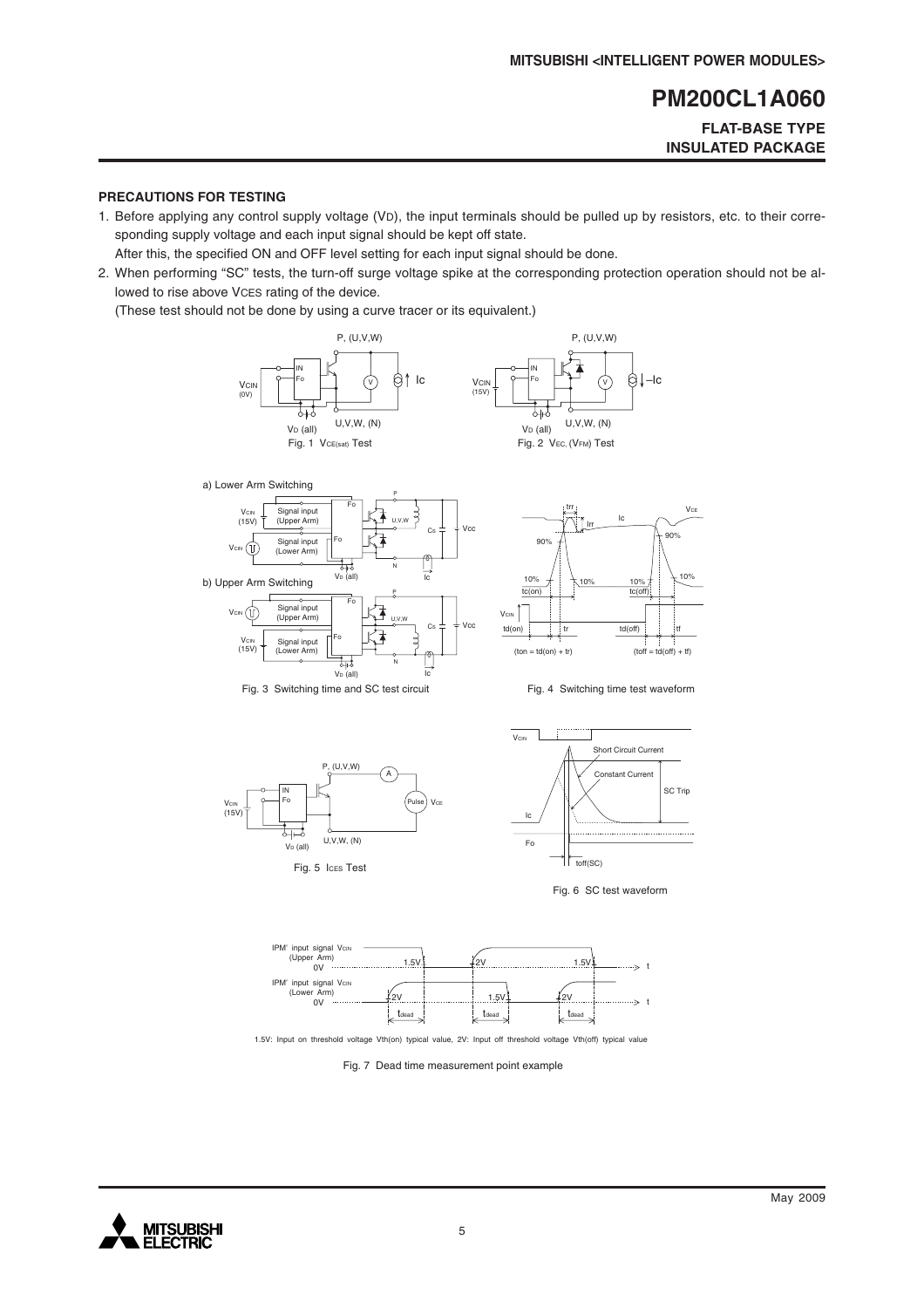## PRECAUTIONS FOR TESTING

1. Before applying any control supply voltage ($V_D$), the input terminals should be pulled up by resistors, etc. to their corresponding supply voltage and each input signal should be kept off state.
   After this, the specified ON and OFF level setting for each input signal should be done.
2. When performing "SC" tests, the turn-off surge voltage spike at the corresponding protection operation should not be allowed to rise above $V_{CES}$ rating of the device.
   (These test should not be done by using a curve tracer or its equivalent.)

Fig. 1 $V_{CE(sat)}$ Test

Fig. 2 $V_{EC}$, ($V_{FM}$) Test

a) Lower Arm Switching

b) Upper Arm Switching

Fig. 3 Switching time and SC test circuit

Fig. 4 Switching time test waveform

(ton = td(on) + tr) (toff = td(off) + tf)

Fig. 5 $I_{CES}$ Test

Fig. 6 SC test waveform

1.5V: Input on threshold voltage Vth(on) typical value, 2V: Input off threshold voltage Vth(off) typical value

Fig. 7 Dead time measurement point example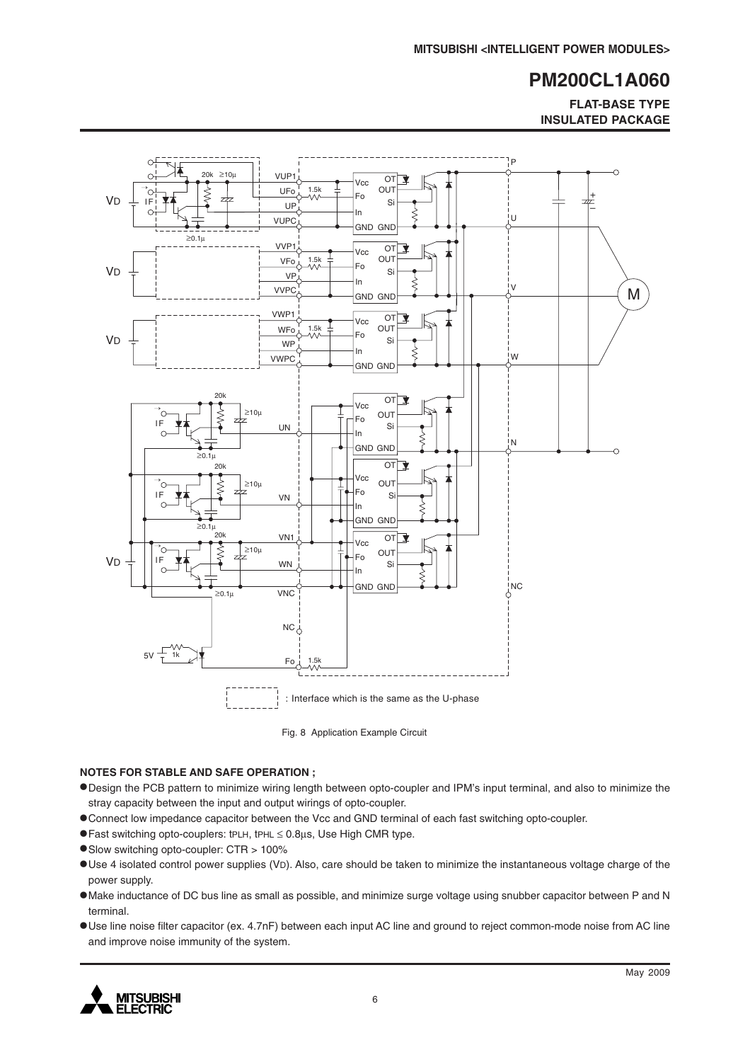Fig. 8 Application Example Circuit

### NOTES FOR STABLE AND SAFE OPERATION ;

- Design the PCB pattern to minimize wiring length between opto-coupler and IPM's input terminal, and also to minimize the stray capacity between the input and output wirings of opto-coupler.
- Connect low impedance capacitor between the Vcc and GND terminal of each fast switching opto-coupler.
- Fast switching opto-couplers: $t_{PLH}$, $t_{PHL} \leq 0.8\mu s$, Use High CMR type.
- Slow switching opto-coupler: CTR > 100%
- Use 4 isolated control power supplies ($V_D$). Also, care should be taken to minimize the instantaneous voltage charge of the power supply.
- Make inductance of DC bus line as small as possible, and minimize surge voltage using snubber capacitor between P and N terminal.
- Use line noise filter capacitor (ex. 4.7nF) between each input AC line and ground to reject common-mode noise from AC line and improve noise immunity of the system.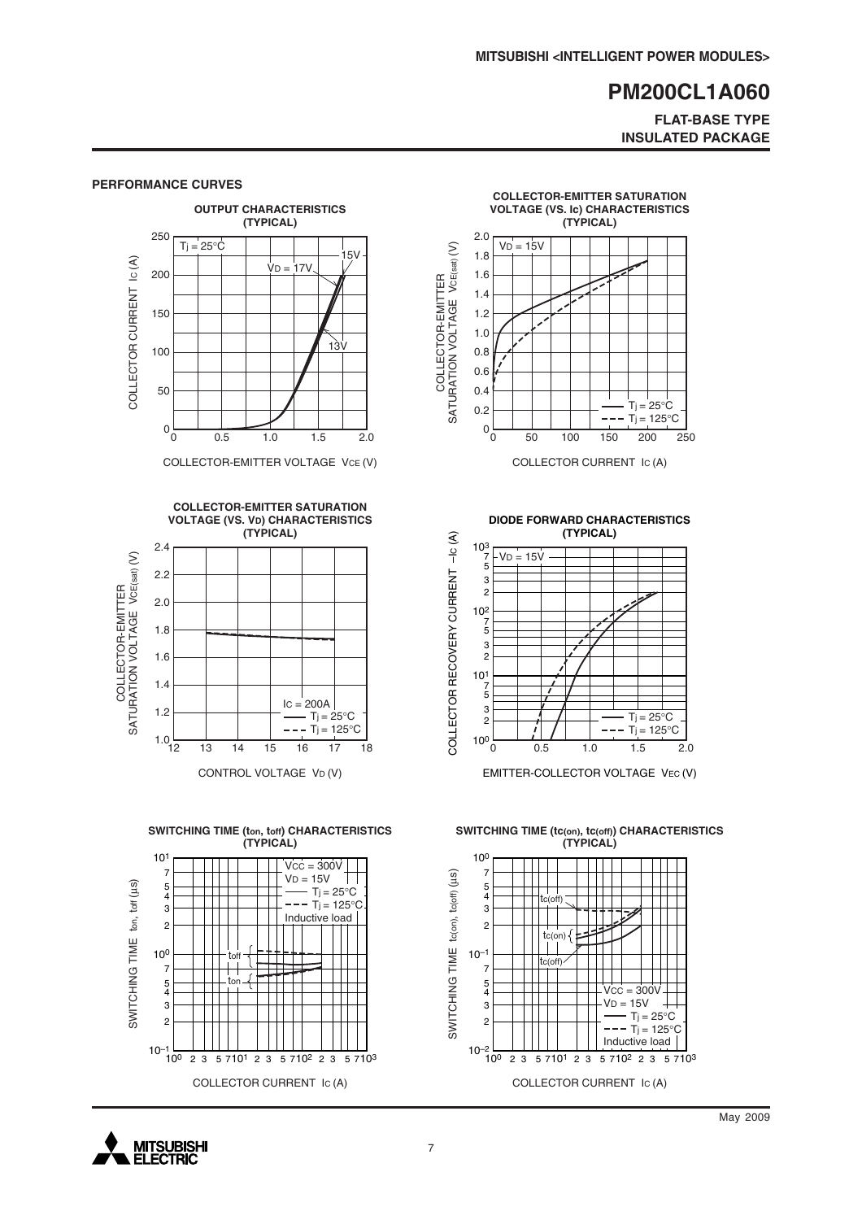## PERFORMANCE CURVES

**OUTPUT CHARACTERISTICS (TYPICAL)**

$T_j = 25°C$; $V_D = 17V$, 15V, 13V

COLLECTOR CURRENT $I_C$ (A) vs. COLLECTOR-EMITTER VOLTAGE $V_{CE}$ (V)

**COLLECTOR-EMITTER SATURATION VOLTAGE (VS. Ic) CHARACTERISTICS (TYPICAL)**

$V_D = 15V$; $T_j = 25°C$, $T_j = 125°C$

COLLECTOR-EMITTER SATURATION VOLTAGE $V_{CE(sat)}$ (V) vs. COLLECTOR CURRENT $I_C$ (A)

**COLLECTOR-EMITTER SATURATION VOLTAGE (VS. VD) CHARACTERISTICS (TYPICAL)**

$I_C = 200A$; $T_j = 25°C$, $T_j = 125°C$

COLLECTOR-EMITTER SATURATION VOLTAGE $V_{CE(sat)}$ (V) vs. CONTROL VOLTAGE $V_D$ (V)

**DIODE FORWARD CHARACTERISTICS (TYPICAL)**

$V_D = 15V$; $T_j = 25°C$, $T_j = 125°C$

COLLECTOR RECOVERY CURRENT $-I_C$ (A) vs. EMITTER-COLLECTOR VOLTAGE $V_{EC}$ (V)

**SWITCHING TIME ($t_{on}$, $t_{off}$) CHARACTERISTICS (TYPICAL)**

$V_{CC} = 300V$, $V_D = 15V$; $T_j = 25°C$, $T_j = 125°C$; Inductive load

SWITCHING TIME $t_{on}$, $t_{off}$ (μs) vs. COLLECTOR CURRENT $I_C$ (A)

**SWITCHING TIME ($t_{c(on)}$, $t_{c(off)}$) CHARACTERISTICS (TYPICAL)**

$V_{CC} = 300V$, $V_D = 15V$; $T_j = 25°C$, $T_j = 125°C$; Inductive load

SWITCHING TIME $t_{c(on)}$, $t_{c(off)}$ (μs) vs. COLLECTOR CURRENT $I_C$ (A)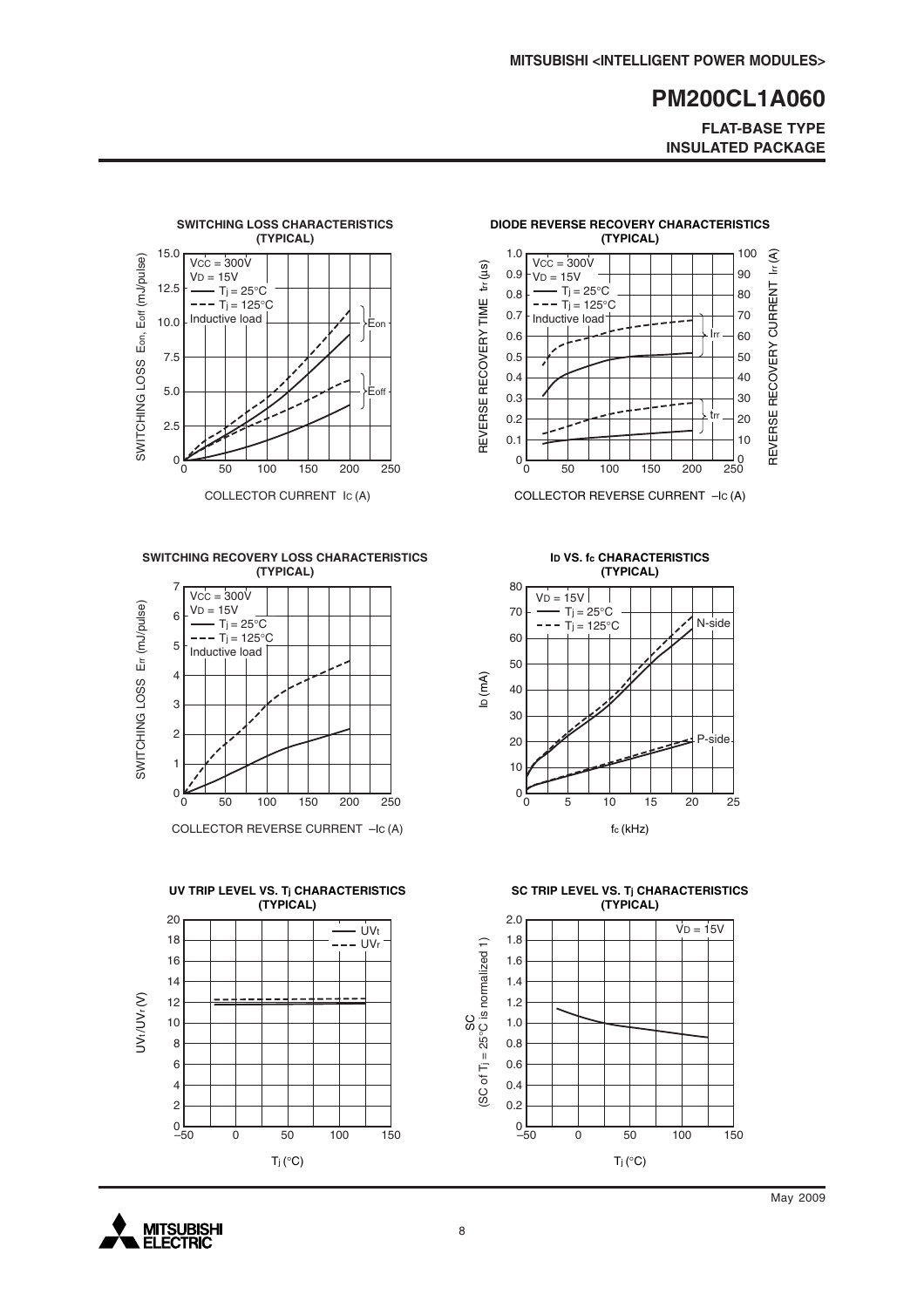MITSUBISHI <INTELLIGENT POWER MODULES>

# PM200CL1A060

**FLAT-BASE TYPE**
**INSULATED PACKAGE**

**SWITCHING LOSS CHARACTERISTICS (TYPICAL)**

$V_{CC}$ = 300V
$V_D$ = 15V
—— $T_j$ = 25°C
- - - $T_j$ = 125°C
Inductive load

SWITCHING LOSS $E_{on}$, $E_{off}$ (mJ/pulse)

COLLECTOR CURRENT $I_C$ (A)

**DIODE REVERSE RECOVERY CHARACTERISTICS (TYPICAL)**

$V_{CC}$ = 300V
$V_D$ = 15V
—— $T_j$ = 25°C
- - - $T_j$ = 125°C
Inductive load

REVERSE RECOVERY TIME $t_{rr}$ (µs)

REVERSE RECOVERY CURRENT $I_{rr}$ (A)

COLLECTOR REVERSE CURRENT $-I_C$ (A)

**SWITCHING RECOVERY LOSS CHARACTERISTICS (TYPICAL)**

$V_{CC}$ = 300V
$V_D$ = 15V
—— $T_j$ = 25°C
- - - $T_j$ = 125°C
Inductive load

SWITCHING LOSS $E_{rr}$ (mJ/pulse)

COLLECTOR REVERSE CURRENT $-I_C$ (A)

**$I_D$ VS. $f_c$ CHARACTERISTICS (TYPICAL)**

$V_D$ = 15V
—— $T_j$ = 25°C
- - - $T_j$ = 125°C

$I_D$ (mA)

$f_c$ (kHz)

**UV TRIP LEVEL VS. $T_j$ CHARACTERISTICS (TYPICAL)**

—— $UV_t$
- - - $UV_r$

$UV_t/UV_r$ (V)

$T_j$ (°C)

**SC TRIP LEVEL VS. $T_j$ CHARACTERISTICS (TYPICAL)**

$V_D$ = 15V

SC (SC of $T_j$ = 25°C is normalized 1)

$T_j$ (°C)

May 2009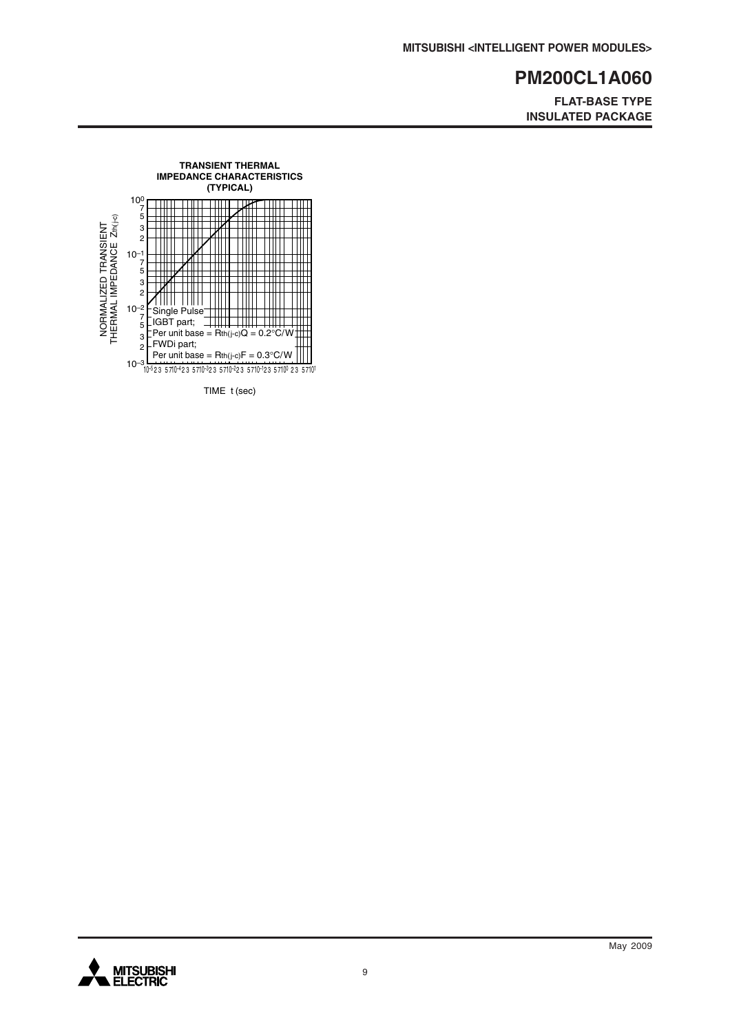TRANSIENT THERMAL IMPEDANCE CHARACTERISTICS (TYPICAL)

NORMALIZED TRANSIENT THERMAL IMPEDANCE $Z_{th(j-c)}$

$10^{0}$
7
5
3
2
$10^{-1}$
7
5
3
2
$10^{-2}$
7
5
3
2
$10^{-3}$

Single Pulse
IGBT part;
Per unit base = $R_{th(j-c)}Q$ = 0.2°C/W
FWDi part;
Per unit base = $R_{th(j-c)}F$ = 0.3°C/W

$10^{-5}$ 2 3 5 7 $10^{-4}$ 2 3 5 7 $10^{-3}$ 2 3 5 7 $10^{-2}$ 2 3 5 7 $10^{-1}$ 2 3 5 7 $10^{0}$ 2 3 5 7 $10^{1}$

TIME t (sec)